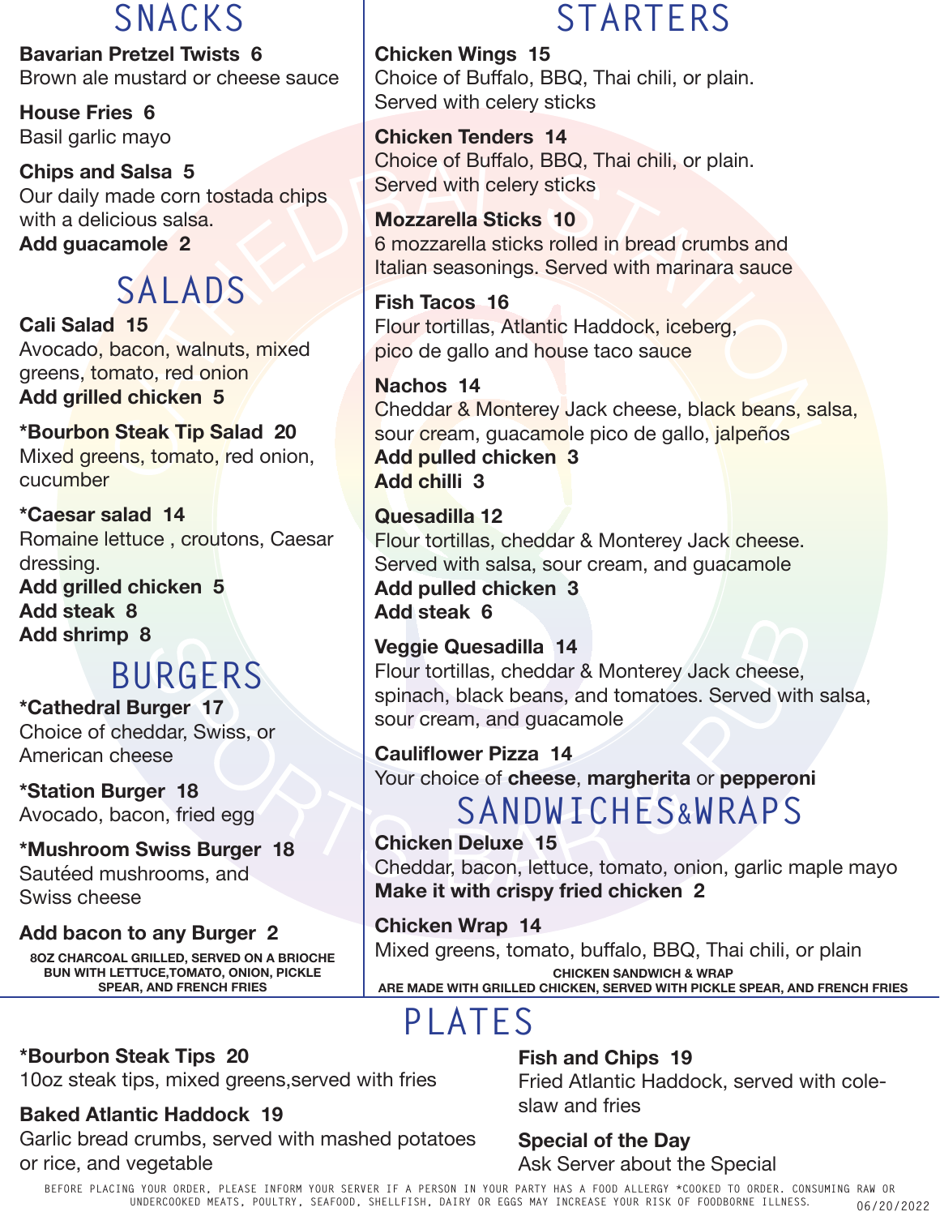## SNACKS

**Bavarian Pretzel Twists 6**
Brown ale mustard or cheese sauce

**House Fries 6**
Basil garlic mayo

**Chips and Salsa 5**
Our daily made corn tostada chips with a delicious salsa.
**Add guacamole 2**

## SALADS

**Cali Salad 15**
Avocado, bacon, walnuts, mixed greens, tomato, red onion
**Add grilled chicken 5**

***Bourbon Steak Tip Salad 20**
Mixed greens, tomato, red onion, cucumber

***Caesar salad 14**
Romaine lettuce , croutons, Caesar dressing.
**Add grilled chicken 5**
**Add steak 8**
**Add shrimp 8**

## BURGERS

***Cathedral Burger 17**
Choice of cheddar, Swiss, or American cheese

***Station Burger 18**
Avocado, bacon, fried egg

***Mushroom Swiss Burger 18**
Sautéed mushrooms, and Swiss cheese

**Add bacon to any Burger 2**

**8OZ CHARCOAL GRILLED, SERVED ON A BRIOCHE BUN WITH LETTUCE,TOMATO, ONION, PICKLE SPEAR, AND FRENCH FRIES**

## STARTERS

**Chicken Wings 15**
Choice of Buffalo, BBQ, Thai chili, or plain. Served with celery sticks

**Chicken Tenders 14**
Choice of Buffalo, BBQ, Thai chili, or plain. Served with celery sticks

**Mozzarella Sticks 10**
6 mozzarella sticks rolled in bread crumbs and Italian seasonings. Served with marinara sauce

**Fish Tacos 16**
Flour tortillas, Atlantic Haddock, iceberg, pico de gallo and house taco sauce

**Nachos 14**
Cheddar & Monterey Jack cheese, black beans, salsa, sour cream, guacamole pico de gallo, jalpeños
**Add pulled chicken 3**
**Add chilli 3**

**Quesadilla 12**
Flour tortillas, cheddar & Monterey Jack cheese. Served with salsa, sour cream, and guacamole
**Add pulled chicken 3**
**Add steak 6**

**Veggie Quesadilla 14**
Flour tortillas, cheddar & Monterey Jack cheese, spinach, black beans, and tomatoes. Served with salsa, sour cream, and guacamole

**Cauliflower Pizza 14**
Your choice of **cheese**, **margherita** or **pepperoni**

## SANDWICHES&WRAPS

**Chicken Deluxe 15**
Cheddar, bacon, lettuce, tomato, onion, garlic maple mayo
**Make it with crispy fried chicken 2**

**Chicken Wrap 14**
Mixed greens, tomato, buffalo, BBQ, Thai chili, or plain

**CHICKEN SANDWICH & WRAP ARE MADE WITH GRILLED CHICKEN, SERVED WITH PICKLE SPEAR, AND FRENCH FRIES**

## PLATES

***Bourbon Steak Tips 20**
10oz steak tips, mixed greens,served with fries

**Baked Atlantic Haddock 19**
Garlic bread crumbs, served with mashed potatoes or rice, and vegetable

**Fish and Chips 19**
Fried Atlantic Haddock, served with cole-slaw and fries

**Special of the Day**
Ask Server about the Special

BEFORE PLACING YOUR ORDER, PLEASE INFORM YOUR SERVER IF A PERSON IN YOUR PARTY HAS A FOOD ALLERGY *COOKED TO ORDER. CONSUMING RAW OR UNDERCOOKED MEATS, POULTRY, SEAFOOD, SHELLFISH, DAIRY OR EGGS MAY INCREASE YOUR RISK OF FOODBORNE ILLNESS.

06/20/2022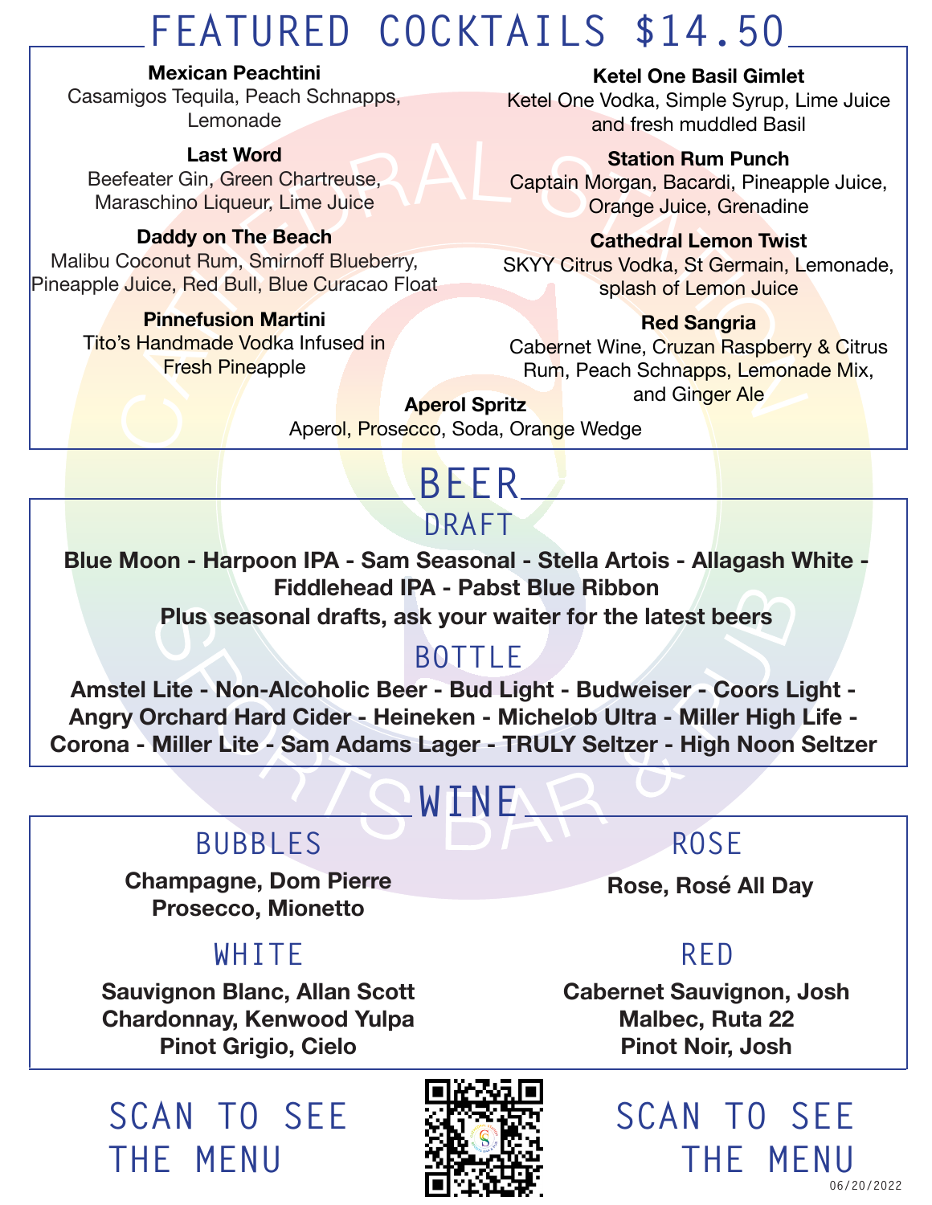# FEATURED COCKTAILS $14.50

**Mexican Peachtini**
Casamigos Tequila, Peach Schnapps, Lemonade

**Last Word**
Beefeater Gin, Green Chartreuse, Maraschino Liqueur, Lime Juice

**Daddy on The Beach**
Malibu Coconut Rum, Smirnoff Blueberry, Pineapple Juice, Red Bull, Blue Curacao Float

**Pinnefusion Martini**
Tito's Handmade Vodka Infused in Fresh Pineapple

**Ketel One Basil Gimlet**
Ketel One Vodka, Simple Syrup, Lime Juice and fresh muddled Basil

**Station Rum Punch**
Captain Morgan, Bacardi, Pineapple Juice, Orange Juice, Grenadine

**Cathedral Lemon Twist**
SKYY Citrus Vodka, St Germain, Lemonade, splash of Lemon Juice

**Red Sangria**
Cabernet Wine, Cruzan Raspberry & Citrus Rum, Peach Schnapps, Lemonade Mix, and Ginger Ale

**Aperol Spritz**
Aperol, Prosecco, Soda, Orange Wedge

# BEER

## DRAFT

**Blue Moon - Harpoon IPA - Sam Seasonal - Stella Artois - Allagash White - Fiddlehead IPA - Pabst Blue Ribbon**

**Plus seasonal drafts, ask your waiter for the latest beers**

## BOTTLE

**Amstel Lite - Non-Alcoholic Beer - Bud Light - Budweiser - Coors Light - Angry Orchard Hard Cider - Heineken - Michelob Ultra - Miller High Life - Corona - Miller Lite - Sam Adams Lager - TRULY Seltzer - High Noon Seltzer**

# WINE

## BUBBLES

**Champagne, Dom Pierre**
**Prosecco, Mionetto**

## ROSE

**Rose, Rosé All Day**

## WHITE

**Sauvignon Blanc, Allan Scott**
**Chardonnay, Kenwood Yulpa**
**Pinot Grigio, Cielo**

## RED

**Cabernet Sauvignon, Josh**
**Malbec, Ruta 22**
**Pinot Noir, Josh**

SCAN TO SEE THE MENU

SCAN TO SEE THE MENU

06/20/2022